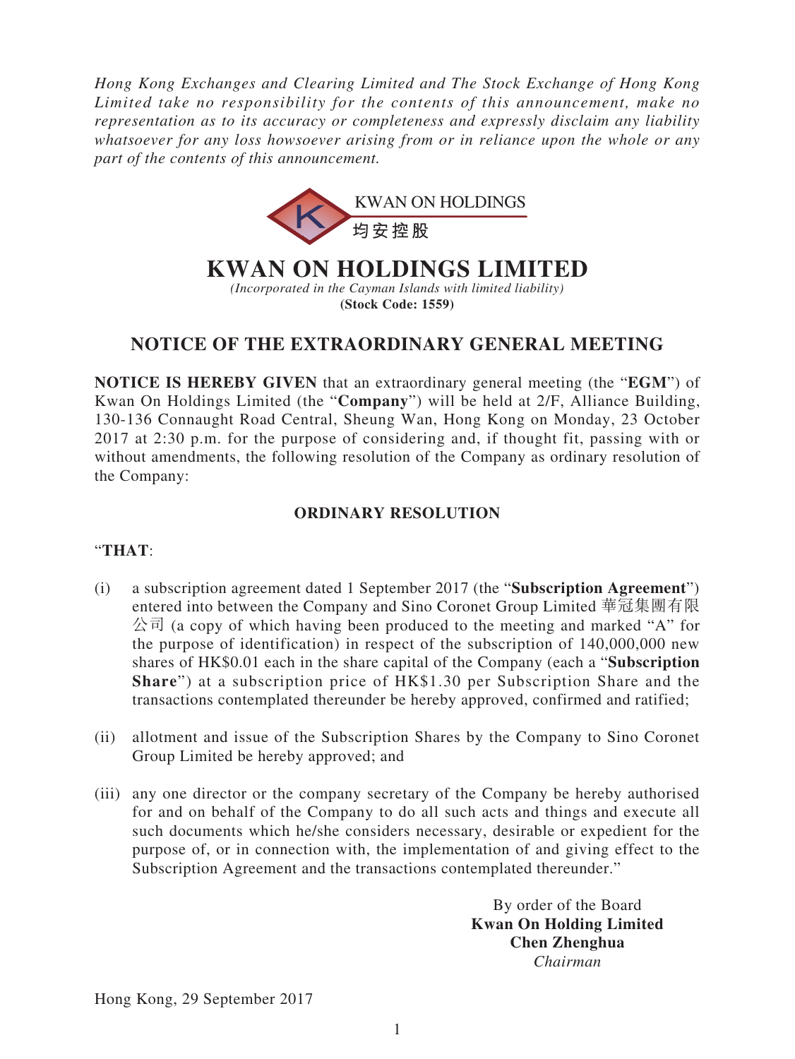*Hong Kong Exchanges and Clearing Limited and The Stock Exchange of Hong Kong Limited take no responsibility for the contents of this announcement, make no representation as to its accuracy or completeness and expressly disclaim any liability whatsoever for any loss howsoever arising from or in reliance upon the whole or any part of the contents of this announcement.*

KWAN ON HOLDINGS
均安控股

# KWAN ON HOLDINGS LIMITED

*(Incorporated in the Cayman Islands with limited liability)*
**(Stock Code: 1559)**

## NOTICE OF THE EXTRAORDINARY GENERAL MEETING

**NOTICE IS HEREBY GIVEN** that an extraordinary general meeting (the "**EGM**") of Kwan On Holdings Limited (the "**Company**") will be held at 2/F, Alliance Building, 130-136 Connaught Road Central, Sheung Wan, Hong Kong on Monday, 23 October 2017 at 2:30 p.m. for the purpose of considering and, if thought fit, passing with or without amendments, the following resolution of the Company as ordinary resolution of the Company:

### ORDINARY RESOLUTION

"**THAT**:

(i) a subscription agreement dated 1 September 2017 (the "**Subscription Agreement**") entered into between the Company and Sino Coronet Group Limited 華冠集團有限公司 (a copy of which having been produced to the meeting and marked "A" for the purpose of identification) in respect of the subscription of 140,000,000 new shares of HK$0.01 each in the share capital of the Company (each a "**Subscription Share**") at a subscription price of HK$1.30 per Subscription Share and the transactions contemplated thereunder be hereby approved, confirmed and ratified;

(ii) allotment and issue of the Subscription Shares by the Company to Sino Coronet Group Limited be hereby approved; and

(iii) any one director or the company secretary of the Company be hereby authorised for and on behalf of the Company to do all such acts and things and execute all such documents which he/she considers necessary, desirable or expedient for the purpose of, or in connection with, the implementation of and giving effect to the Subscription Agreement and the transactions contemplated thereunder."

By order of the Board
**Kwan On Holding Limited**
**Chen Zhenghua**
*Chairman*

Hong Kong, 29 September 2017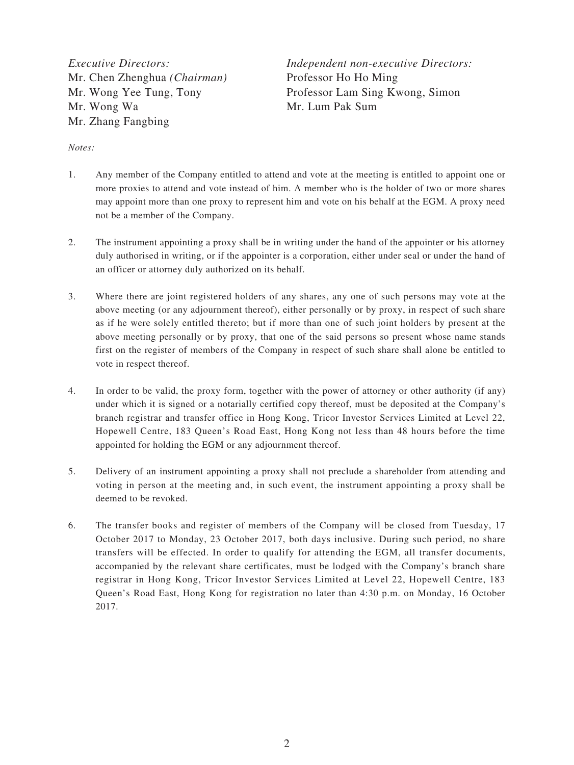*Executive Directors:*
Mr. Chen Zhenghua *(Chairman)*
Mr. Wong Yee Tung, Tony
Mr. Wong Wa
Mr. Zhang Fangbing

*Independent non-executive Directors:*
Professor Ho Ho Ming
Professor Lam Sing Kwong, Simon
Mr. Lum Pak Sum

*Notes:*

1. Any member of the Company entitled to attend and vote at the meeting is entitled to appoint one or more proxies to attend and vote instead of him. A member who is the holder of two or more shares may appoint more than one proxy to represent him and vote on his behalf at the EGM. A proxy need not be a member of the Company.

2. The instrument appointing a proxy shall be in writing under the hand of the appointer or his attorney duly authorised in writing, or if the appointer is a corporation, either under seal or under the hand of an officer or attorney duly authorized on its behalf.

3. Where there are joint registered holders of any shares, any one of such persons may vote at the above meeting (or any adjournment thereof), either personally or by proxy, in respect of such share as if he were solely entitled thereto; but if more than one of such joint holders by present at the above meeting personally or by proxy, that one of the said persons so present whose name stands first on the register of members of the Company in respect of such share shall alone be entitled to vote in respect thereof.

4. In order to be valid, the proxy form, together with the power of attorney or other authority (if any) under which it is signed or a notarially certified copy thereof, must be deposited at the Company's branch registrar and transfer office in Hong Kong, Tricor Investor Services Limited at Level 22, Hopewell Centre, 183 Queen's Road East, Hong Kong not less than 48 hours before the time appointed for holding the EGM or any adjournment thereof.

5. Delivery of an instrument appointing a proxy shall not preclude a shareholder from attending and voting in person at the meeting and, in such event, the instrument appointing a proxy shall be deemed to be revoked.

6. The transfer books and register of members of the Company will be closed from Tuesday, 17 October 2017 to Monday, 23 October 2017, both days inclusive. During such period, no share transfers will be effected. In order to qualify for attending the EGM, all transfer documents, accompanied by the relevant share certificates, must be lodged with the Company's branch share registrar in Hong Kong, Tricor Investor Services Limited at Level 22, Hopewell Centre, 183 Queen's Road East, Hong Kong for registration no later than 4:30 p.m. on Monday, 16 October 2017.